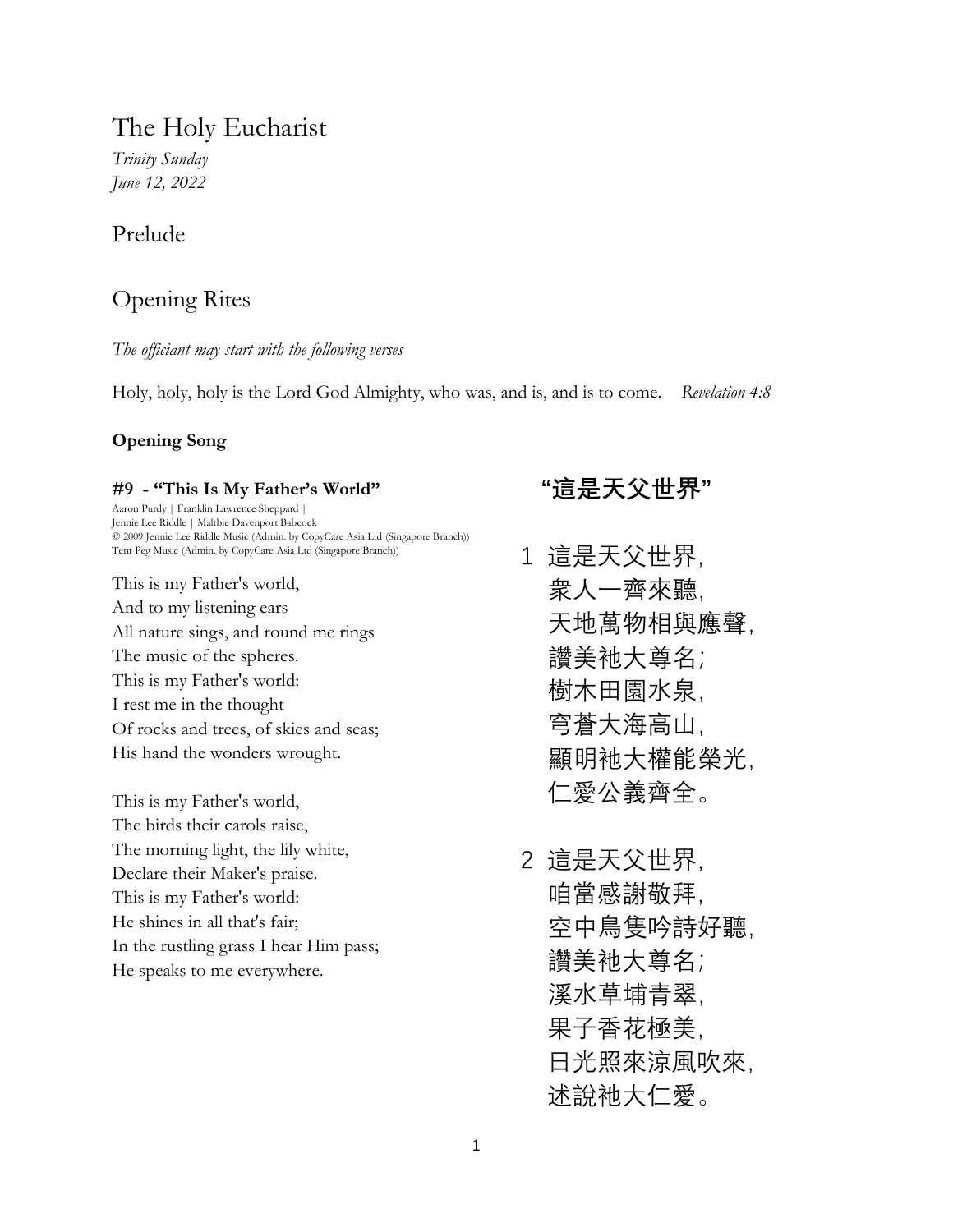# The Holy Eucharist

*Trinity Sunday*
*June 12, 2022*

## Prelude

## Opening Rites

*The officiant may start with the following verses*

Holy, holy, holy is the Lord God Almighty, who was, and is, and is to come. *Revelation 4:8*

**Opening Song**

**#9 - "This Is My Father's World"**

Aaron Purdy | Franklin Lawrence Sheppard |
Jennie Lee Riddle | Maltbie Davenport Babcock
© 2009 Jennie Lee Riddle Music (Admin. by CopyCare Asia Ltd (Singapore Branch))
Tent Peg Music (Admin. by CopyCare Asia Ltd (Singapore Branch))

This is my Father's world,
And to my listening ears
All nature sings, and round me rings
The music of the spheres.
This is my Father's world:
I rest me in the thought
Of rocks and trees, of skies and seas;
His hand the wonders wrought.

This is my Father's world,
The birds their carols raise,
The morning light, the lily white,
Declare their Maker's praise.
This is my Father's world:
He shines in all that's fair;
In the rustling grass I hear Him pass;
He speaks to me everywhere.

**"這是天父世界"**

1 這是天父世界，
眾人一齊來聽，
天地萬物相與應聲，
讚美祂大尊名；
樹木田園水泉，
穹蒼大海高山，
顯明祂大權能榮光，
仁愛公義齊全。

2 這是天父世界，
咱當感謝敬拜，
空中鳥隻吟詩好聽，
讚美祂大尊名；
溪水草埔青翠，
果子香花極美，
日光照來涼風吹來，
述說祂大仁愛。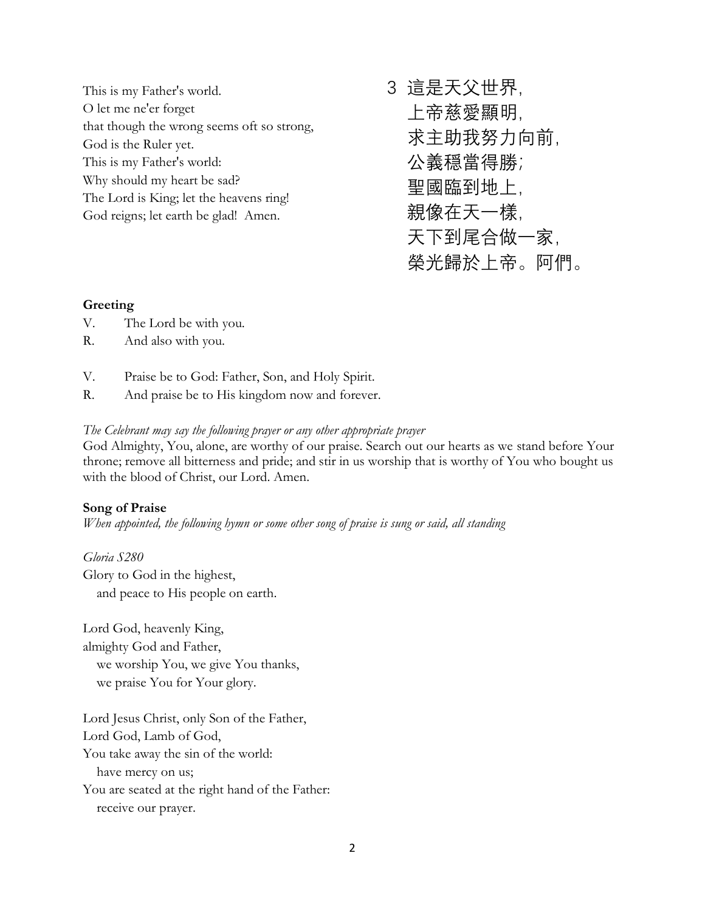This is my Father's world.
O let me ne'er forget
that though the wrong seems oft so strong,
God is the Ruler yet.
This is my Father's world:
Why should my heart be sad?
The Lord is King; let the heavens ring!
God reigns; let earth be glad! Amen.

3 這是天父世界,
上帝慈愛顯明,
求主助我努力向前,
公義穩當得勝;
聖國臨到地上,
親像在天一樣,
天下到尾合做一家,
榮光歸於上帝。阿們。

**Greeting**

V. The Lord be with you.
R. And also with you.

V. Praise be to God: Father, Son, and Holy Spirit.
R. And praise be to His kingdom now and forever.

*The Celebrant may say the following prayer or any other appropriate prayer*
God Almighty, You, alone, are worthy of our praise. Search out our hearts as we stand before Your throne; remove all bitterness and pride; and stir in us worship that is worthy of You who bought us with the blood of Christ, our Lord. Amen.

**Song of Praise**
*When appointed, the following hymn or some other song of praise is sung or said, all standing*

*Gloria S280*
Glory to God in the highest,
and peace to His people on earth.

Lord God, heavenly King,
almighty God and Father,
we worship You, we give You thanks,
we praise You for Your glory.

Lord Jesus Christ, only Son of the Father,
Lord God, Lamb of God,
You take away the sin of the world:
have mercy on us;
You are seated at the right hand of the Father:
receive our prayer.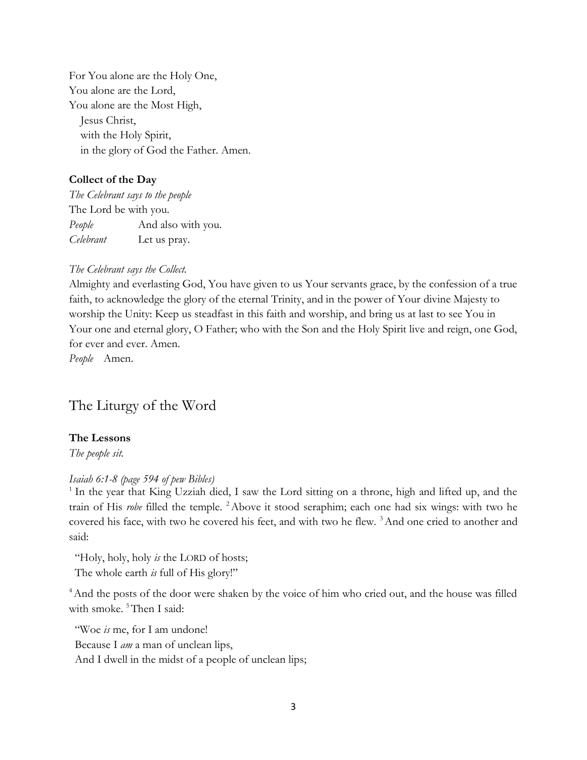For You alone are the Holy One,  
You alone are the Lord,  
You alone are the Most High,  
&nbsp;&nbsp;&nbsp;Jesus Christ,  
&nbsp;&nbsp;&nbsp;with the Holy Spirit,  
&nbsp;&nbsp;&nbsp;in the glory of God the Father. Amen.

**Collect of the Day**

*The Celebrant says to the people*  
The Lord be with you.  
*People* And also with you.  
*Celebrant* Let us pray.

*The Celebrant says the Collect.*  
Almighty and everlasting God, You have given to us Your servants grace, by the confession of a true faith, to acknowledge the glory of the eternal Trinity, and in the power of Your divine Majesty to worship the Unity: Keep us steadfast in this faith and worship, and bring us at last to see You in Your one and eternal glory, O Father; who with the Son and the Holy Spirit live and reign, one God, for ever and ever. Amen.  
*People* Amen.

## The Liturgy of the Word

**The Lessons**

*The people sit.*

*Isaiah 6:1-8 (page 594 of pew Bibles)*  
[1] In the year that King Uzziah died, I saw the Lord sitting on a throne, high and lifted up, and the train of His *robe* filled the temple. [2] Above it stood seraphim; each one had six wings: with two he covered his face, with two he covered his feet, and with two he flew. [3] And one cried to another and said:

"Holy, holy, holy *is* the LORD of hosts;  
The whole earth *is* full of His glory!"

[4] And the posts of the door were shaken by the voice of him who cried out, and the house was filled with smoke. [5] Then I said:

"Woe *is* me, for I am undone!  
Because I *am* a man of unclean lips,  
And I dwell in the midst of a people of unclean lips;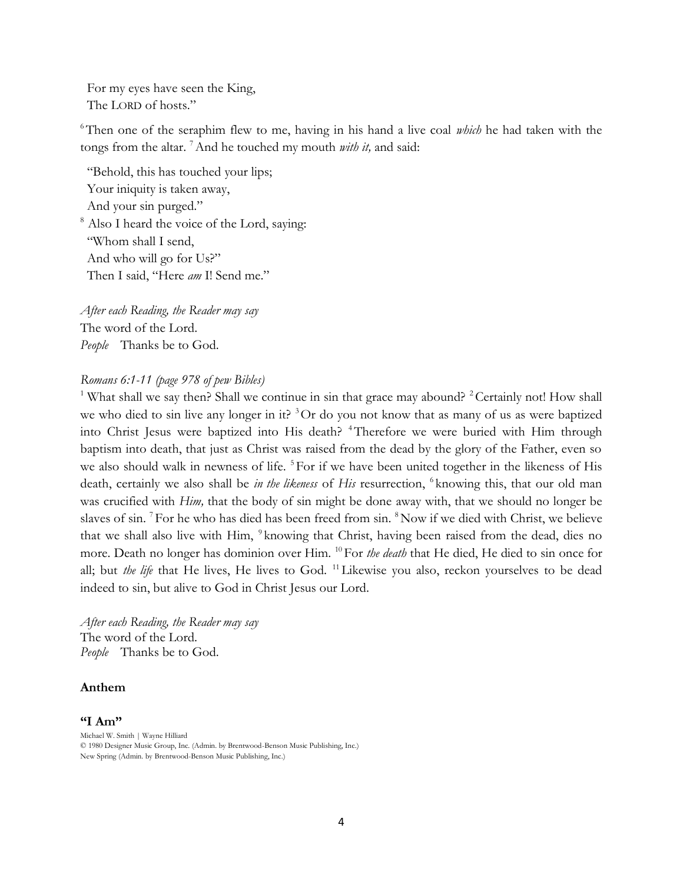For my eyes have seen the King,  
The LORD of hosts."

[6] Then one of the seraphim flew to me, having in his hand a live coal *which* he had taken with the tongs from the altar. [7] And he touched my mouth *with it,* and said:

"Behold, this has touched your lips;  
Your iniquity is taken away,  
And your sin purged."  
[8] Also I heard the voice of the Lord, saying:  
"Whom shall I send,  
And who will go for Us?"  
Then I said, "Here *am* I! Send me."

*After each Reading, the Reader may say*  
The word of the Lord.  
*People* Thanks be to God.

*Romans 6:1-11 (page 978 of pew Bibles)*  
[1] What shall we say then? Shall we continue in sin that grace may abound? [2] Certainly not! How shall we who died to sin live any longer in it? [3] Or do you not know that as many of us as were baptized into Christ Jesus were baptized into His death? [4] Therefore we were buried with Him through baptism into death, that just as Christ was raised from the dead by the glory of the Father, even so we also should walk in newness of life. [5] For if we have been united together in the likeness of His death, certainly we also shall be *in the likeness* of *His* resurrection, [6] knowing this, that our old man was crucified with *Him,* that the body of sin might be done away with, that we should no longer be slaves of sin. [7] For he who has died has been freed from sin. [8] Now if we died with Christ, we believe that we shall also live with Him, [9] knowing that Christ, having been raised from the dead, dies no more. Death no longer has dominion over Him. [10] For *the death* that He died, He died to sin once for all; but *the life* that He lives, He lives to God. [11] Likewise you also, reckon yourselves to be dead indeed to sin, but alive to God in Christ Jesus our Lord.

*After each Reading, the Reader may say*  
The word of the Lord.  
*People* Thanks be to God.

**Anthem**

**"I Am"**  
Michael W. Smith | Wayne Hilliard  
© 1980 Designer Music Group, Inc. (Admin. by Brentwood-Benson Music Publishing, Inc.)  
New Spring (Admin. by Brentwood-Benson Music Publishing, Inc.)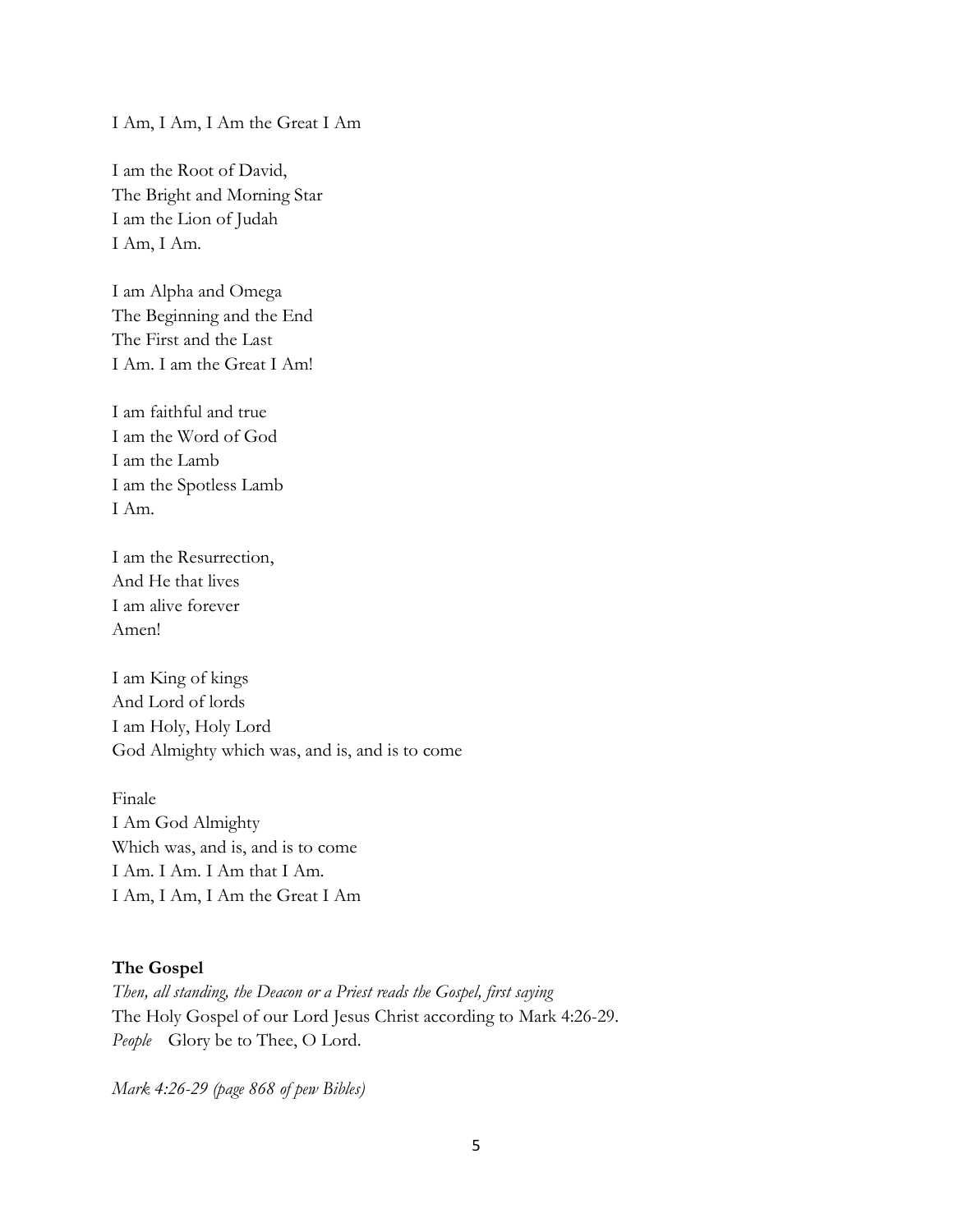I Am, I Am, I Am the Great I Am

I am the Root of David,  
The Bright and Morning Star  
I am the Lion of Judah  
I Am, I Am.

I am Alpha and Omega  
The Beginning and the End  
The First and the Last  
I Am. I am the Great I Am!

I am faithful and true  
I am the Word of God  
I am the Lamb  
I am the Spotless Lamb  
I Am.

I am the Resurrection,  
And He that lives  
I am alive forever  
Amen!

I am King of kings  
And Lord of lords  
I am Holy, Holy Lord  
God Almighty which was, and is, and is to come

Finale  
I Am God Almighty  
Which was, and is, and is to come  
I Am. I Am. I Am that I Am.  
I Am, I Am, I Am the Great I Am

**The Gospel**

*Then, all standing, the Deacon or a Priest reads the Gospel, first saying*  
The Holy Gospel of our Lord Jesus Christ according to Mark 4:26-29.  
*People* Glory be to Thee, O Lord.

*Mark 4:26-29 (page 868 of pew Bibles)*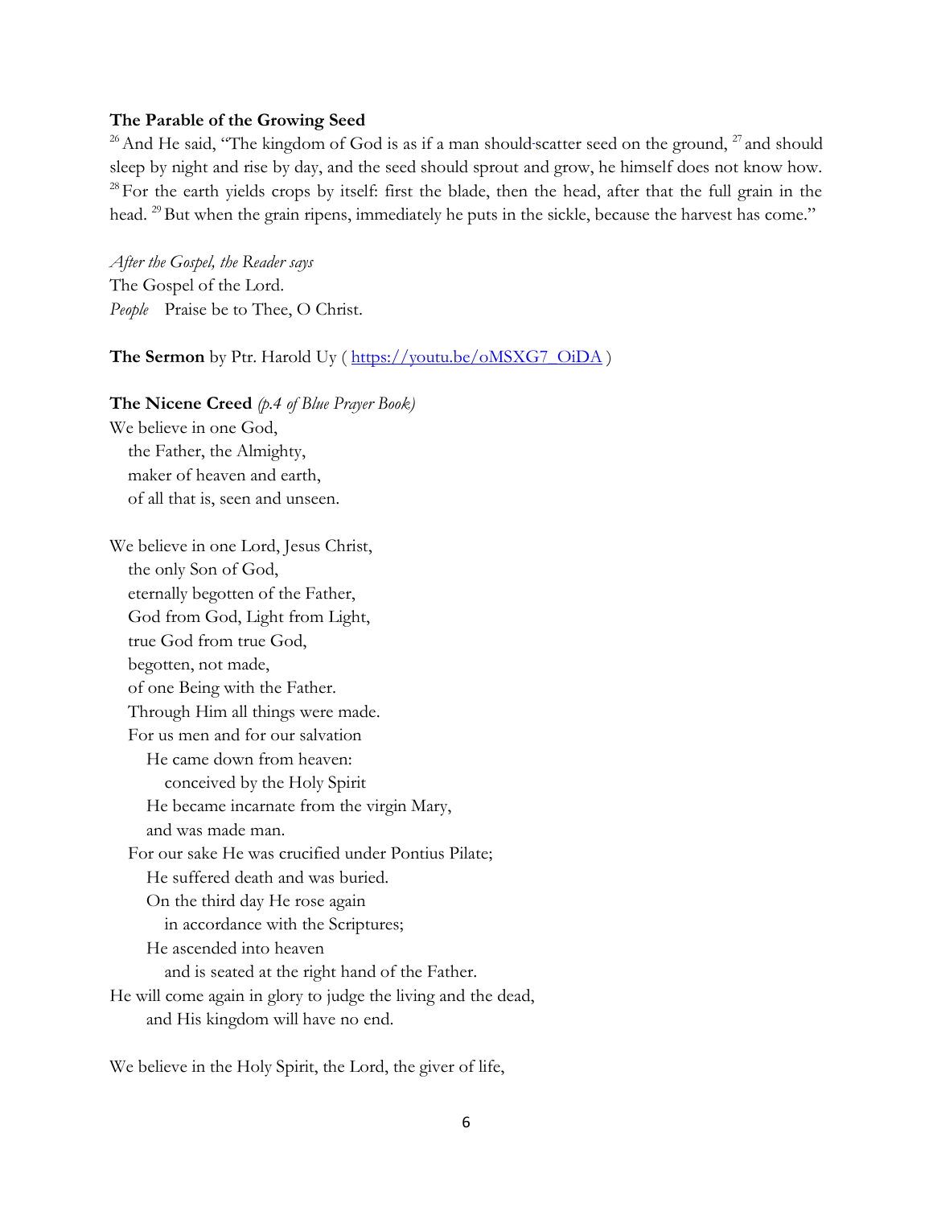**The Parable of the Growing Seed**

[26] And He said, "The kingdom of God is as if a man should scatter seed on the ground, [27] and should sleep by night and rise by day, and the seed should sprout and grow, he himself does not know how. [28] For the earth yields crops by itself: first the blade, then the head, after that the full grain in the head. [29] But when the grain ripens, immediately he puts in the sickle, because the harvest has come."

*After the Gospel, the Reader says*
The Gospel of the Lord.
*People* Praise be to Thee, O Christ.

**The Sermon** by Ptr. Harold Uy ( [https://youtu.be/oMSXG7_OiDA](https://youtu.be/oMSXG7_OiDA) )

**The Nicene Creed** *(p.4 of Blue Prayer Book)*

We believe in one God,
the Father, the Almighty,
maker of heaven and earth,
of all that is, seen and unseen.

We believe in one Lord, Jesus Christ,
the only Son of God,
eternally begotten of the Father,
God from God, Light from Light,
true God from true God,
begotten, not made,
of one Being with the Father.
Through Him all things were made.
For us men and for our salvation
He came down from heaven:
conceived by the Holy Spirit
He became incarnate from the virgin Mary,
and was made man.
For our sake He was crucified under Pontius Pilate;
He suffered death and was buried.
On the third day He rose again
in accordance with the Scriptures;
He ascended into heaven
and is seated at the right hand of the Father.
He will come again in glory to judge the living and the dead,
and His kingdom will have no end.

We believe in the Holy Spirit, the Lord, the giver of life,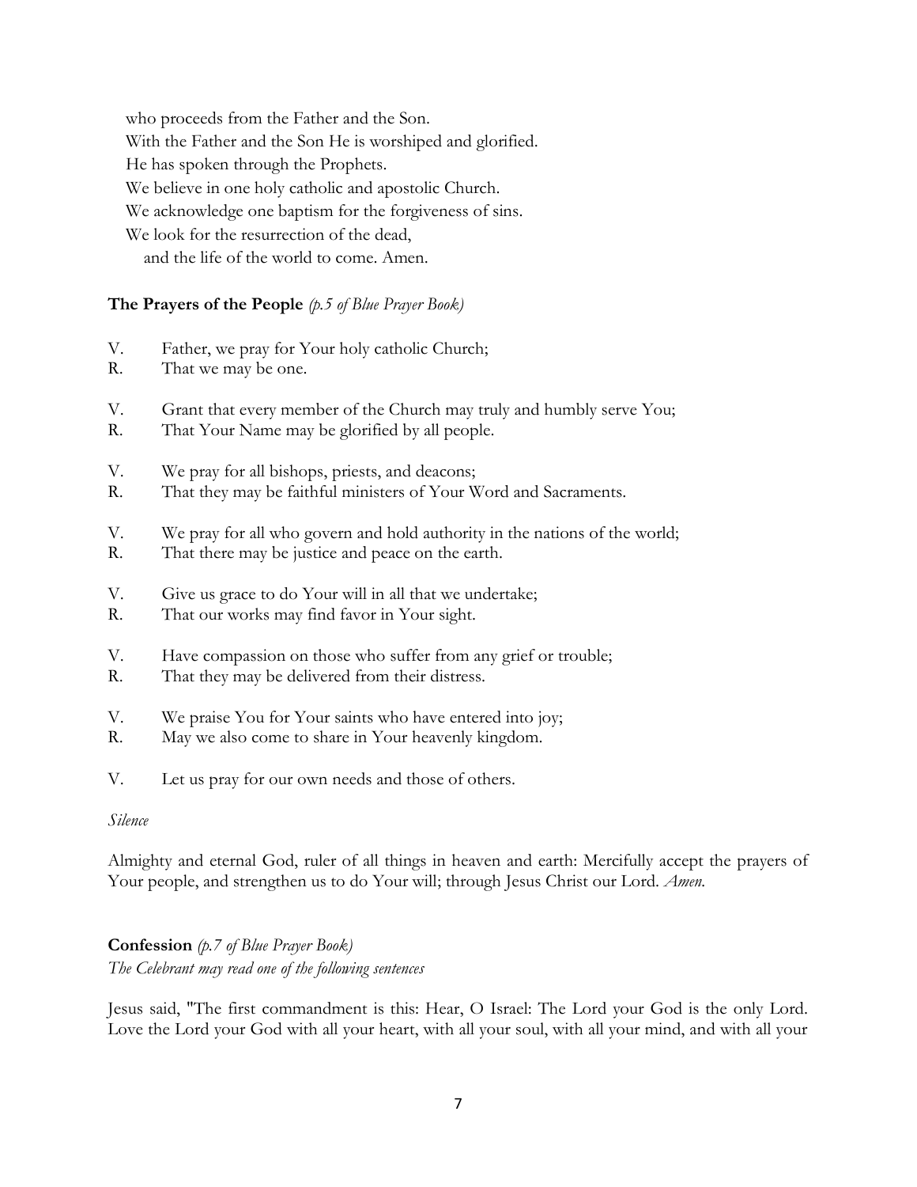who proceeds from the Father and the Son.
With the Father and the Son He is worshiped and glorified.
He has spoken through the Prophets.
We believe in one holy catholic and apostolic Church.
We acknowledge one baptism for the forgiveness of sins.
We look for the resurrection of the dead,
and the life of the world to come. Amen.

**The Prayers of the People** *(p.5 of Blue Prayer Book)*

V. Father, we pray for Your holy catholic Church;
R. That we may be one.

V. Grant that every member of the Church may truly and humbly serve You;
R. That Your Name may be glorified by all people.

V. We pray for all bishops, priests, and deacons;
R. That they may be faithful ministers of Your Word and Sacraments.

V. We pray for all who govern and hold authority in the nations of the world;
R. That there may be justice and peace on the earth.

V. Give us grace to do Your will in all that we undertake;
R. That our works may find favor in Your sight.

V. Have compassion on those who suffer from any grief or trouble;
R. That they may be delivered from their distress.

V. We praise You for Your saints who have entered into joy;
R. May we also come to share in Your heavenly kingdom.

V. Let us pray for our own needs and those of others.

*Silence*

Almighty and eternal God, ruler of all things in heaven and earth: Mercifully accept the prayers of Your people, and strengthen us to do Your will; through Jesus Christ our Lord. *Amen.*

**Confession** *(p.7 of Blue Prayer Book)*
*The Celebrant may read one of the following sentences*

Jesus said, "The first commandment is this: Hear, O Israel: The Lord your God is the only Lord. Love the Lord your God with all your heart, with all your soul, with all your mind, and with all your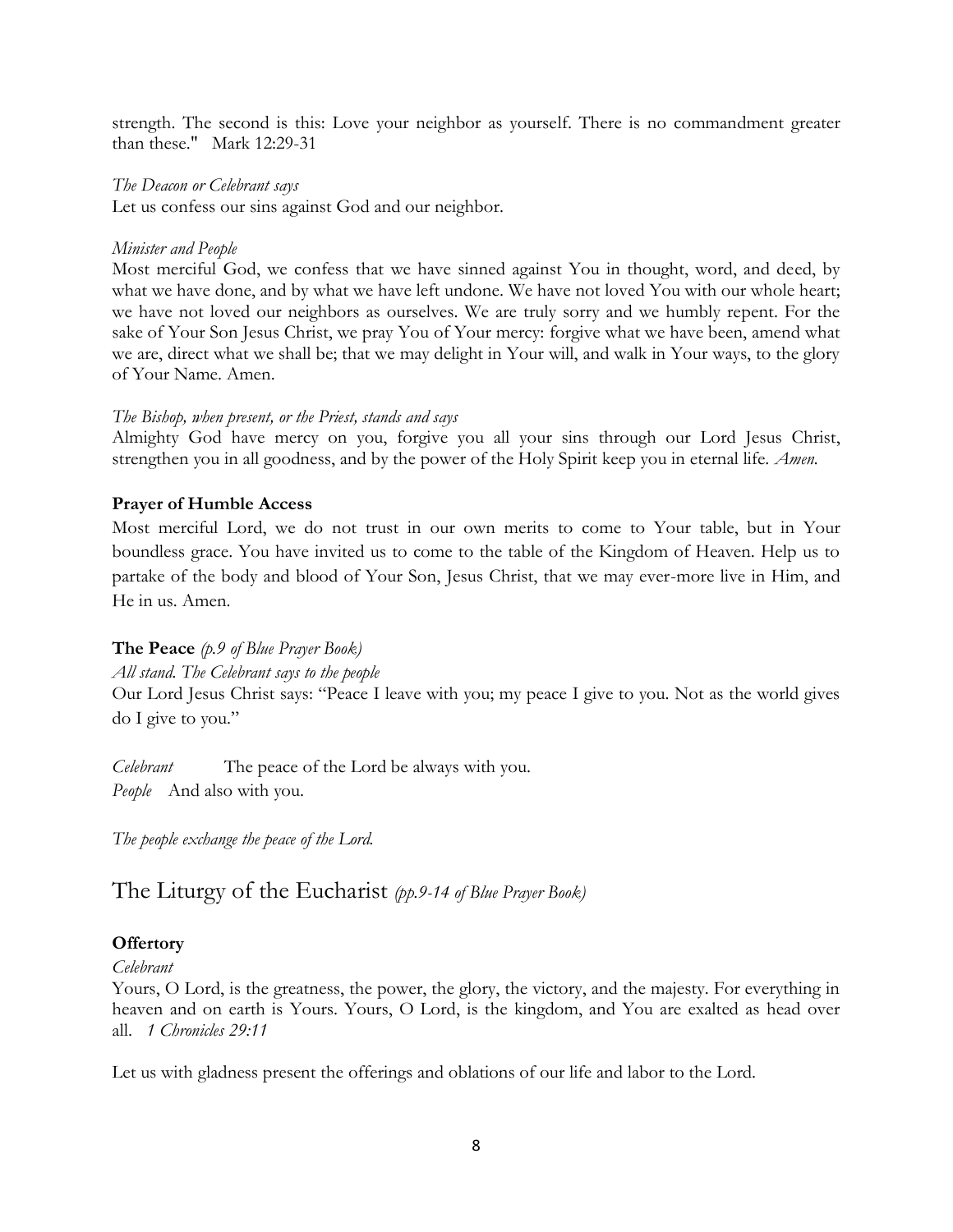strength. The second is this: Love your neighbor as yourself. There is no commandment greater than these." Mark 12:29-31

*The Deacon or Celebrant says*
Let us confess our sins against God and our neighbor.

*Minister and People*
Most merciful God, we confess that we have sinned against You in thought, word, and deed, by what we have done, and by what we have left undone. We have not loved You with our whole heart; we have not loved our neighbors as ourselves. We are truly sorry and we humbly repent. For the sake of Your Son Jesus Christ, we pray You of Your mercy: forgive what we have been, amend what we are, direct what we shall be; that we may delight in Your will, and walk in Your ways, to the glory of Your Name. Amen.

*The Bishop, when present, or the Priest, stands and says*
Almighty God have mercy on you, forgive you all your sins through our Lord Jesus Christ, strengthen you in all goodness, and by the power of the Holy Spirit keep you in eternal life. *Amen.*

**Prayer of Humble Access**

Most merciful Lord, we do not trust in our own merits to come to Your table, but in Your boundless grace. You have invited us to come to the table of the Kingdom of Heaven. Help us to partake of the body and blood of Your Son, Jesus Christ, that we may ever-more live in Him, and He in us. Amen.

**The Peace** *(p.9 of Blue Prayer Book)*

*All stand. The Celebrant says to the people*
Our Lord Jesus Christ says: "Peace I leave with you; my peace I give to you. Not as the world gives do I give to you."

*Celebrant* The peace of the Lord be always with you.
*People* And also with you.

*The people exchange the peace of the Lord.*

## The Liturgy of the Eucharist *(pp.9-14 of Blue Prayer Book)*

**Offertory**

*Celebrant*
Yours, O Lord, is the greatness, the power, the glory, the victory, and the majesty. For everything in heaven and on earth is Yours. Yours, O Lord, is the kingdom, and You are exalted as head over all. *1 Chronicles 29:11*

Let us with gladness present the offerings and oblations of our life and labor to the Lord.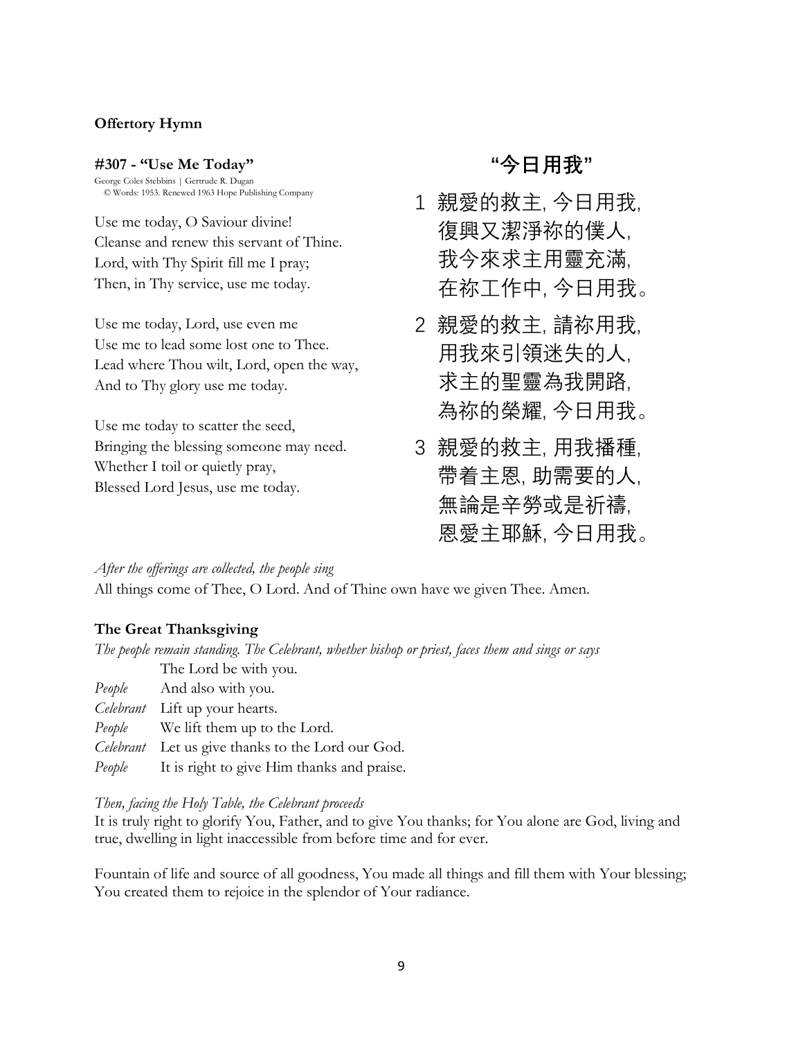**Offertory Hymn**

**#307 - "Use Me Today"**

George Coles Stebbins | Gertrude R. Dugan
© Words: 1953. Renewed 1963 Hope Publishing Company

Use me today, O Saviour divine!
Cleanse and renew this servant of Thine.
Lord, with Thy Spirit fill me I pray;
Then, in Thy service, use me today.

Use me today, Lord, use even me
Use me to lead some lost one to Thee.
Lead where Thou wilt, Lord, open the way,
And to Thy glory use me today.

Use me today to scatter the seed,
Bringing the blessing someone may need.
Whether I toil or quietly pray,
Blessed Lord Jesus, use me today.

**"今日用我"**

1 親愛的救主, 今日用我,
復興又潔淨祢的僕人,
我今來求主用靈充滿,
在祢工作中, 今日用我。

2 親愛的救主, 請祢用我,
用我來引領迷失的人,
求主的聖靈為我開路,
為祢的榮耀, 今日用我。

3 親愛的救主, 用我播種,
帶着主恩, 助需要的人,
無論是辛勞或是祈禱,
恩愛主耶穌, 今日用我。

*After the offerings are collected, the people sing*
All things come of Thee, O Lord. And of Thine own have we given Thee. Amen.

**The Great Thanksgiving**

*The people remain standing. The Celebrant, whether bishop or priest, faces them and sings or says*

The Lord be with you.
*People* And also with you.
*Celebrant* Lift up your hearts.
*People* We lift them up to the Lord.
*Celebrant* Let us give thanks to the Lord our God.
*People* It is right to give Him thanks and praise.

*Then, facing the Holy Table, the Celebrant proceeds*
It is truly right to glorify You, Father, and to give You thanks; for You alone are God, living and true, dwelling in light inaccessible from before time and for ever.

Fountain of life and source of all goodness, You made all things and fill them with Your blessing; You created them to rejoice in the splendor of Your radiance.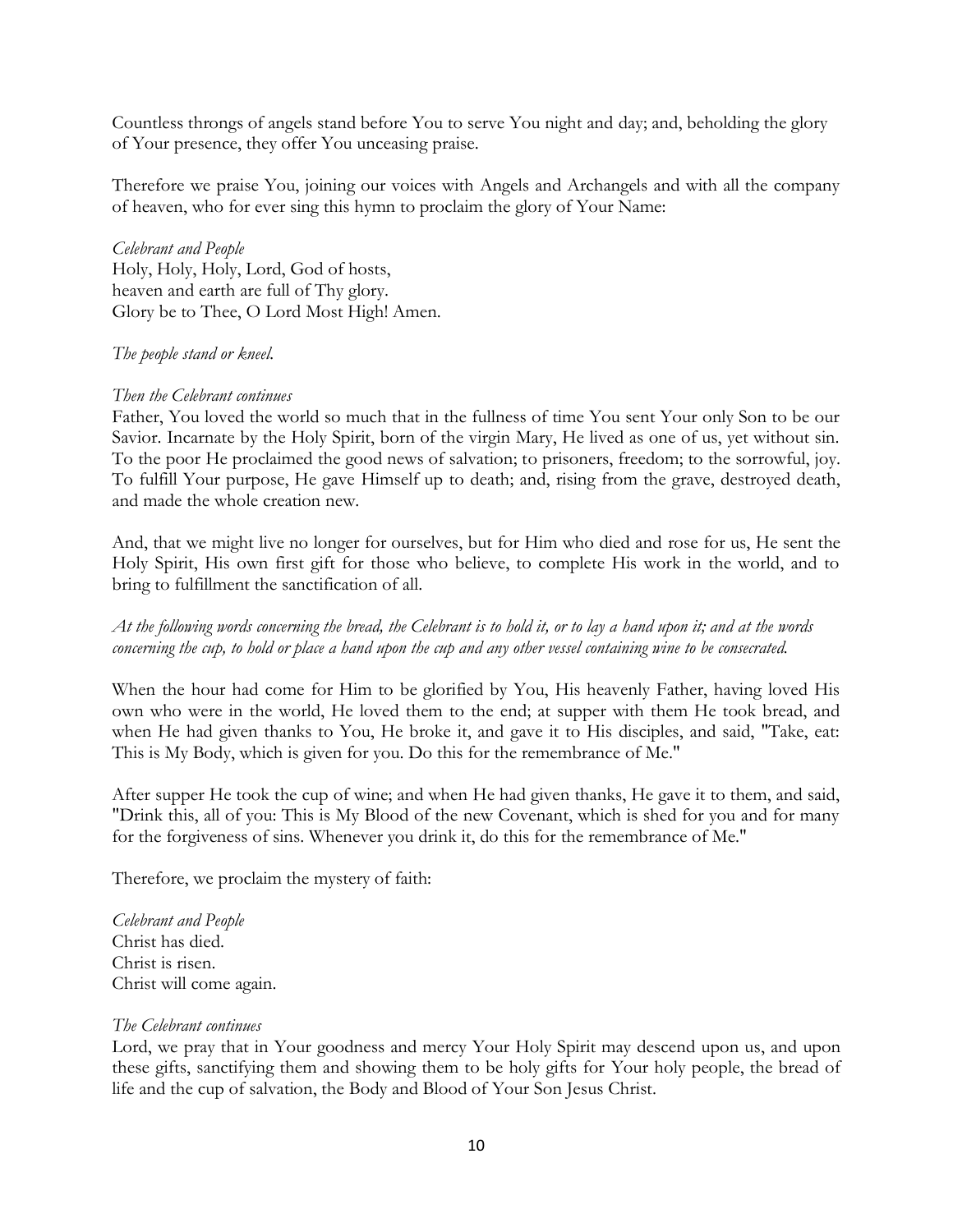Countless throngs of angels stand before You to serve You night and day; and, beholding the glory of Your presence, they offer You unceasing praise.

Therefore we praise You, joining our voices with Angels and Archangels and with all the company of heaven, who for ever sing this hymn to proclaim the glory of Your Name:

*Celebrant and People*
Holy, Holy, Holy, Lord, God of hosts,
heaven and earth are full of Thy glory.
Glory be to Thee, O Lord Most High! Amen.

*The people stand or kneel.*

*Then the Celebrant continues*
Father, You loved the world so much that in the fullness of time You sent Your only Son to be our Savior. Incarnate by the Holy Spirit, born of the virgin Mary, He lived as one of us, yet without sin. To the poor He proclaimed the good news of salvation; to prisoners, freedom; to the sorrowful, joy. To fulfill Your purpose, He gave Himself up to death; and, rising from the grave, destroyed death, and made the whole creation new.

And, that we might live no longer for ourselves, but for Him who died and rose for us, He sent the Holy Spirit, His own first gift for those who believe, to complete His work in the world, and to bring to fulfillment the sanctification of all.

*At the following words concerning the bread, the Celebrant is to hold it, or to lay a hand upon it; and at the words concerning the cup, to hold or place a hand upon the cup and any other vessel containing wine to be consecrated.*

When the hour had come for Him to be glorified by You, His heavenly Father, having loved His own who were in the world, He loved them to the end; at supper with them He took bread, and when He had given thanks to You, He broke it, and gave it to His disciples, and said, "Take, eat: This is My Body, which is given for you. Do this for the remembrance of Me."

After supper He took the cup of wine; and when He had given thanks, He gave it to them, and said, "Drink this, all of you: This is My Blood of the new Covenant, which is shed for you and for many for the forgiveness of sins. Whenever you drink it, do this for the remembrance of Me."

Therefore, we proclaim the mystery of faith:

*Celebrant and People*
Christ has died.
Christ is risen.
Christ will come again.

*The Celebrant continues*
Lord, we pray that in Your goodness and mercy Your Holy Spirit may descend upon us, and upon these gifts, sanctifying them and showing them to be holy gifts for Your holy people, the bread of life and the cup of salvation, the Body and Blood of Your Son Jesus Christ.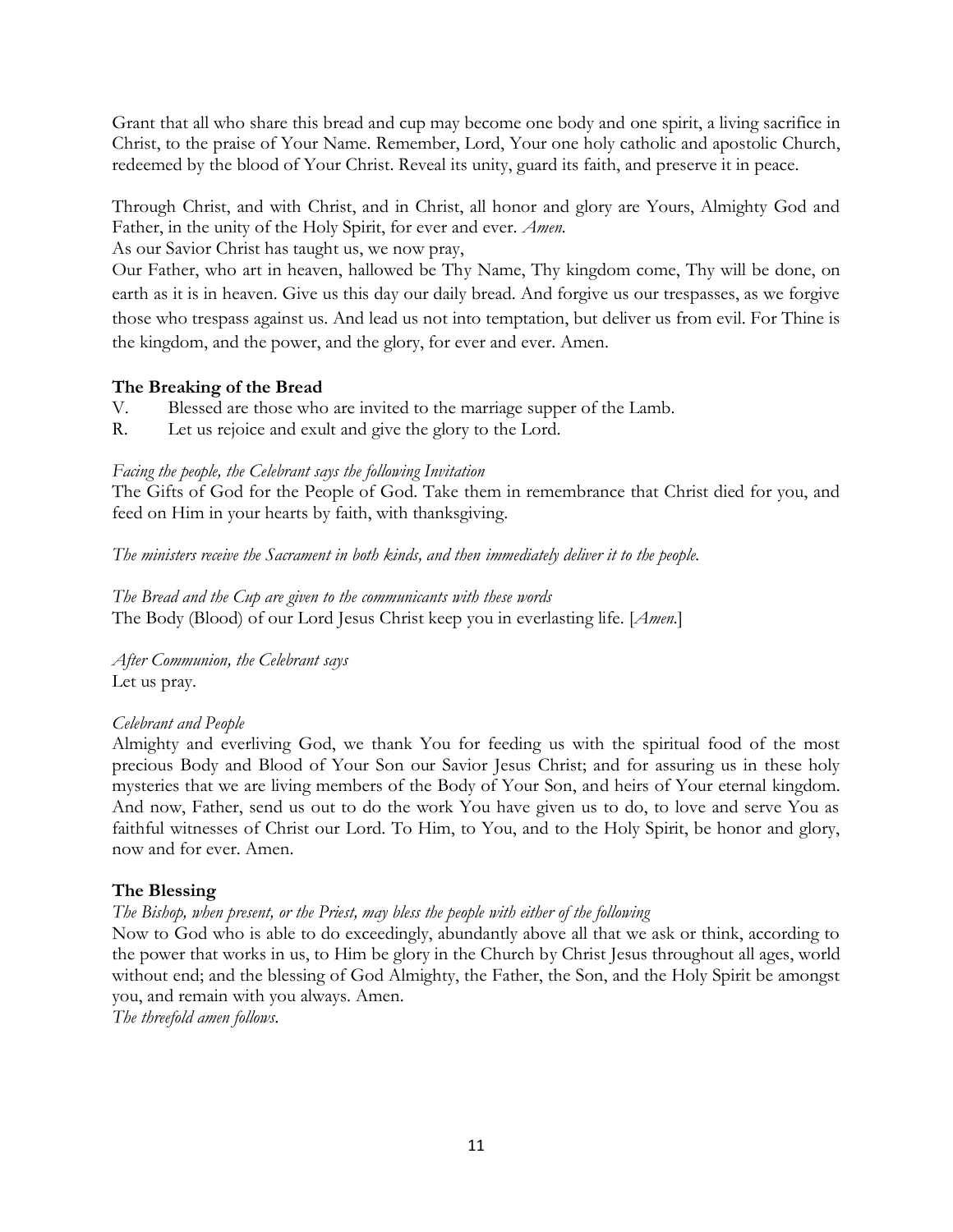Grant that all who share this bread and cup may become one body and one spirit, a living sacrifice in Christ, to the praise of Your Name. Remember, Lord, Your one holy catholic and apostolic Church, redeemed by the blood of Your Christ. Reveal its unity, guard its faith, and preserve it in peace.

Through Christ, and with Christ, and in Christ, all honor and glory are Yours, Almighty God and Father, in the unity of the Holy Spirit, for ever and ever. *Amen.*

As our Savior Christ has taught us, we now pray,

Our Father, who art in heaven, hallowed be Thy Name, Thy kingdom come, Thy will be done, on earth as it is in heaven. Give us this day our daily bread. And forgive us our trespasses, as we forgive those who trespass against us. And lead us not into temptation, but deliver us from evil. For Thine is the kingdom, and the power, and the glory, for ever and ever. Amen.

**The Breaking of the Bread**

V. Blessed are those who are invited to the marriage supper of the Lamb.

R. Let us rejoice and exult and give the glory to the Lord.

*Facing the people, the Celebrant says the following Invitation*

The Gifts of God for the People of God. Take them in remembrance that Christ died for you, and feed on Him in your hearts by faith, with thanksgiving.

*The ministers receive the Sacrament in both kinds, and then immediately deliver it to the people.*

*The Bread and the Cup are given to the communicants with these words*

The Body (Blood) of our Lord Jesus Christ keep you in everlasting life. [*Amen.*]

*After Communion, the Celebrant says*

Let us pray.

*Celebrant and People*

Almighty and everliving God, we thank You for feeding us with the spiritual food of the most precious Body and Blood of Your Son our Savior Jesus Christ; and for assuring us in these holy mysteries that we are living members of the Body of Your Son, and heirs of Your eternal kingdom. And now, Father, send us out to do the work You have given us to do, to love and serve You as faithful witnesses of Christ our Lord. To Him, to You, and to the Holy Spirit, be honor and glory, now and for ever. Amen.

**The Blessing**

*The Bishop, when present, or the Priest, may bless the people with either of the following*

Now to God who is able to do exceedingly, abundantly above all that we ask or think, according to the power that works in us, to Him be glory in the Church by Christ Jesus throughout all ages, world without end; and the blessing of God Almighty, the Father, the Son, and the Holy Spirit be amongst you, and remain with you always. Amen.

*The threefold amen follows.*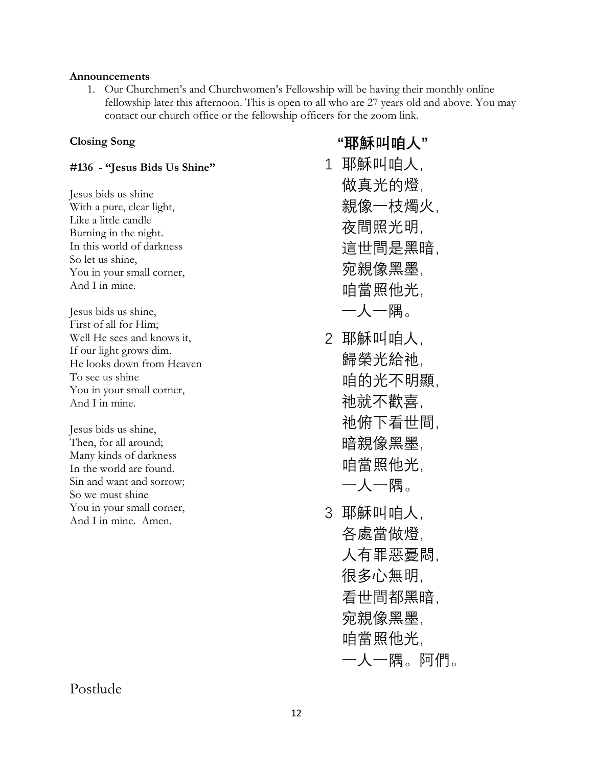**Announcements**

1. Our Churchmen's and Churchwomen's Fellowship will be having their monthly online fellowship later this afternoon. This is open to all who are 27 years old and above. You may contact our church office or the fellowship officers for the zoom link.

**Closing Song**

**#136 - "Jesus Bids Us Shine"**

Jesus bids us shine
With a pure, clear light,
Like a little candle
Burning in the night.
In this world of darkness
So let us shine,
You in your small corner,
And I in mine.

Jesus bids us shine,
First of all for Him;
Well He sees and knows it,
If our light grows dim.
He looks down from Heaven
To see us shine
You in your small corner,
And I in mine.

Jesus bids us shine,
Then, for all around;
Many kinds of darkness
In the world are found.
Sin and want and sorrow;
So we must shine
You in your small corner,
And I in mine. Amen.

**"耶穌叫咱人"**

1 耶穌叫咱人,
做真光的燈,
親像一枝燭火,
夜間照光明,
這世間是黑暗,
宛親像黑墨,
咱當照他光,
一人一隅。

2 耶穌叫咱人,
歸榮光給祂,
咱的光不明顯,
祂就不歡喜,
祂俯下看世間,
暗親像黑墨,
咱當照他光,
一人一隅。

3 耶穌叫咱人,
各處當做燈,
人有罪惡憂悶,
很多心無明,
看世間都黑暗,
宛親像黑墨,
咱當照他光,
一人一隅。阿們。

Postlude